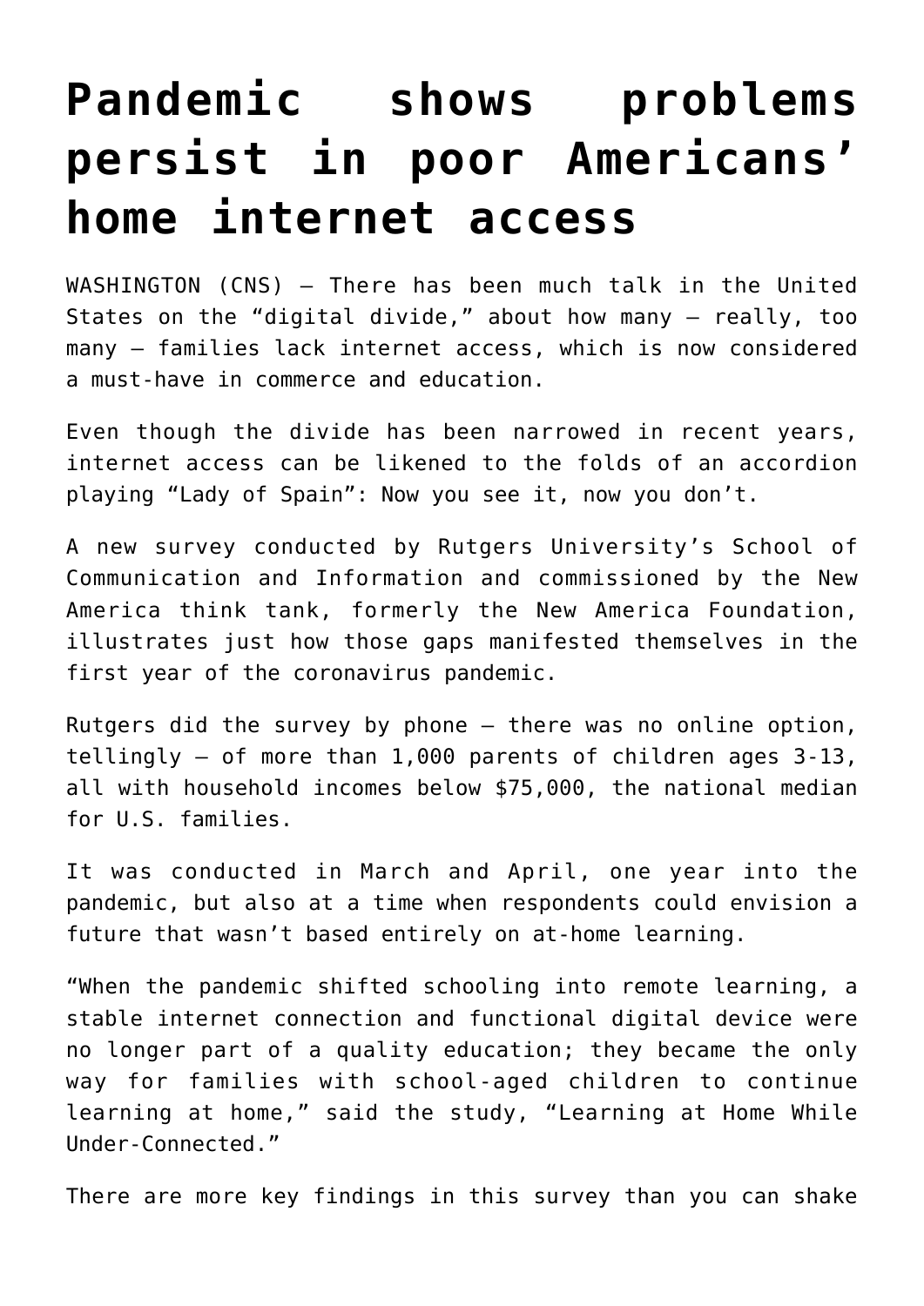# Pandemic shows problems persist in poor Americans' home internet access

WASHINGTON (CNS) — There has been much talk in the United States on the "digital divide," about how many — really, too many — families lack internet access, which is now considered a must-have in commerce and education.

Even though the divide has been narrowed in recent years, internet access can be likened to the folds of an accordion playing "Lady of Spain": Now you see it, now you don't.

A new survey conducted by Rutgers University's School of Communication and Information and commissioned by the New America think tank, formerly the New America Foundation, illustrates just how those gaps manifested themselves in the first year of the coronavirus pandemic.

Rutgers did the survey by phone — there was no online option, tellingly — of more than 1,000 parents of children ages 3-13, all with household incomes below $75,000, the national median for U.S. families.

It was conducted in March and April, one year into the pandemic, but also at a time when respondents could envision a future that wasn't based entirely on at-home learning.

"When the pandemic shifted schooling into remote learning, a stable internet connection and functional digital device were no longer part of a quality education; they became the only way for families with school-aged children to continue learning at home," said the study, "Learning at Home While Under-Connected."

There are more key findings in this survey than you can shake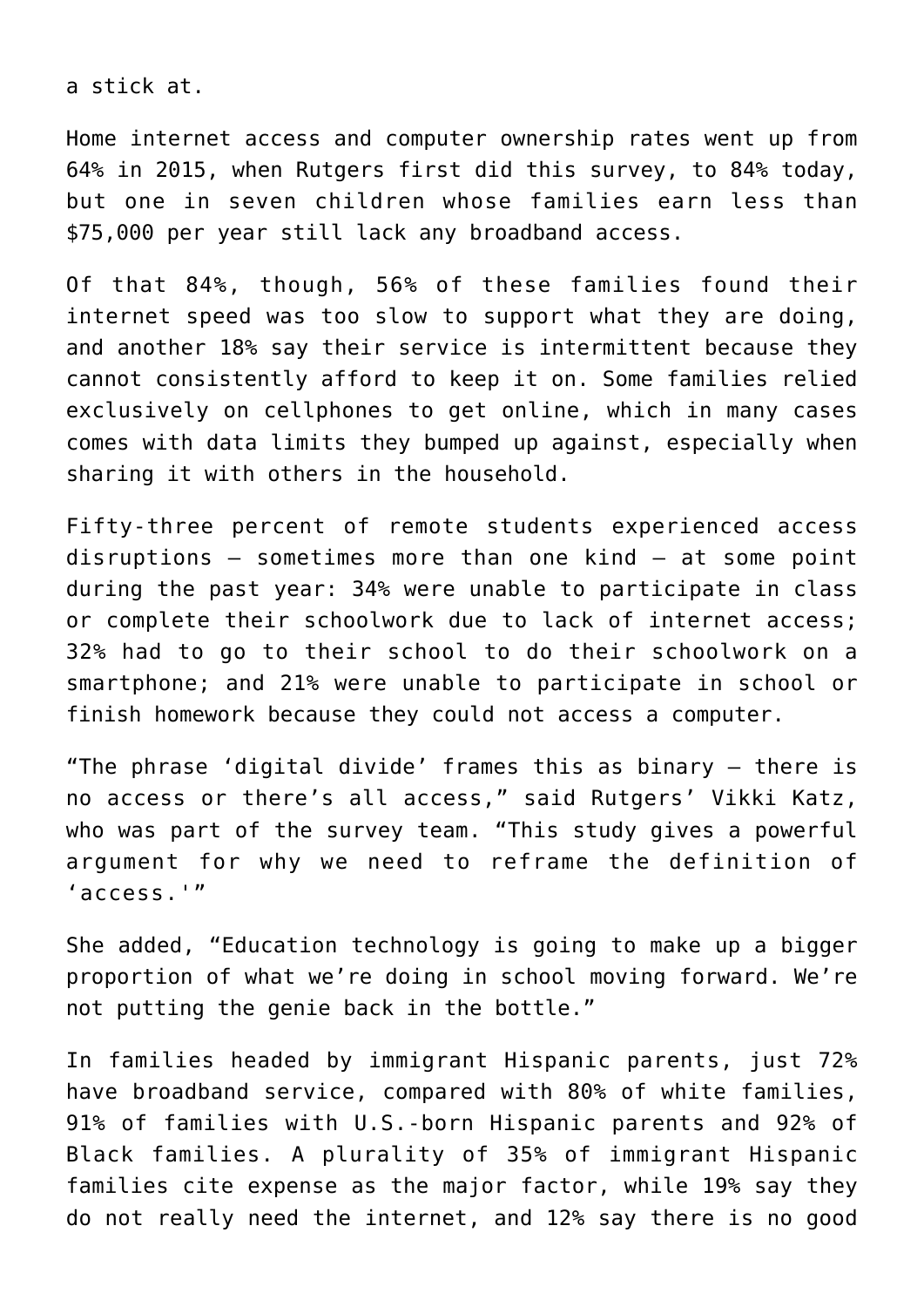a stick at.

Home internet access and computer ownership rates went up from 64% in 2015, when Rutgers first did this survey, to 84% today, but one in seven children whose families earn less than $75,000 per year still lack any broadband access.

Of that 84%, though, 56% of these families found their internet speed was too slow to support what they are doing, and another 18% say their service is intermittent because they cannot consistently afford to keep it on. Some families relied exclusively on cellphones to get online, which in many cases comes with data limits they bumped up against, especially when sharing it with others in the household.

Fifty-three percent of remote students experienced access disruptions — sometimes more than one kind — at some point during the past year: 34% were unable to participate in class or complete their schoolwork due to lack of internet access; 32% had to go to their school to do their schoolwork on a smartphone; and 21% were unable to participate in school or finish homework because they could not access a computer.

"The phrase 'digital divide' frames this as binary — there is no access or there's all access," said Rutgers' Vikki Katz, who was part of the survey team. "This study gives a powerful argument for why we need to reframe the definition of 'access.'"

She added, "Education technology is going to make up a bigger proportion of what we're doing in school moving forward. We're not putting the genie back in the bottle."

In families headed by immigrant Hispanic parents, just 72% have broadband service, compared with 80% of white families, 91% of families with U.S.-born Hispanic parents and 92% of Black families. A plurality of 35% of immigrant Hispanic families cite expense as the major factor, while 19% say they do not really need the internet, and 12% say there is no good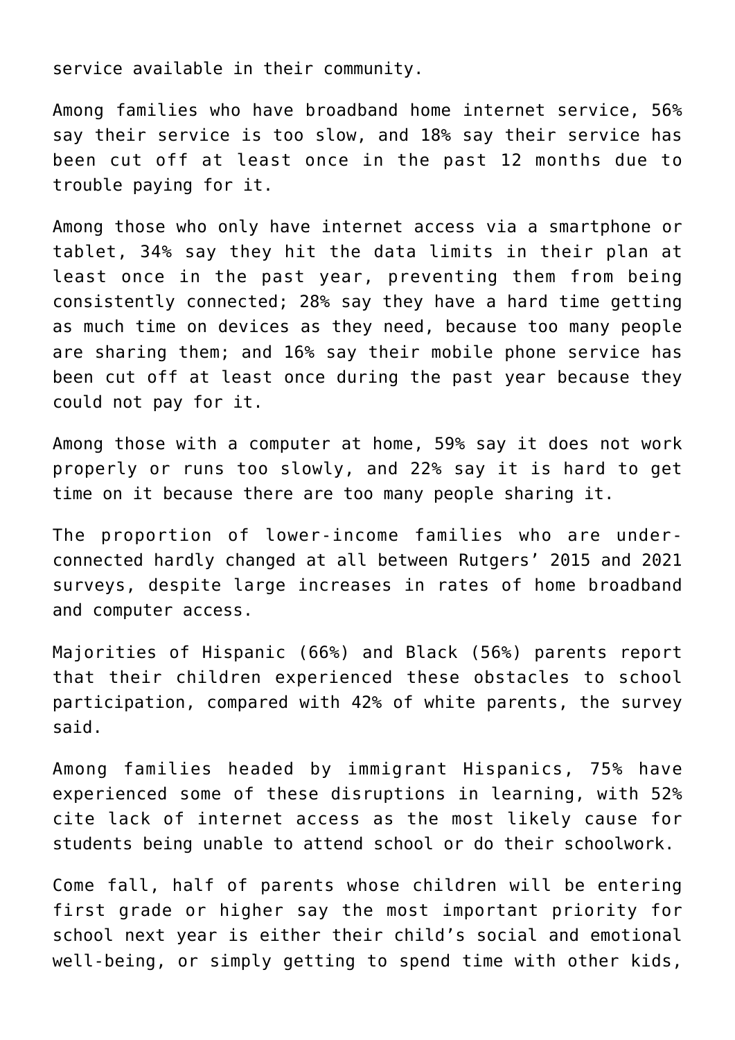service available in their community.

Among families who have broadband home internet service, 56% say their service is too slow, and 18% say their service has been cut off at least once in the past 12 months due to trouble paying for it.

Among those who only have internet access via a smartphone or tablet, 34% say they hit the data limits in their plan at least once in the past year, preventing them from being consistently connected; 28% say they have a hard time getting as much time on devices as they need, because too many people are sharing them; and 16% say their mobile phone service has been cut off at least once during the past year because they could not pay for it.

Among those with a computer at home, 59% say it does not work properly or runs too slowly, and 22% say it is hard to get time on it because there are too many people sharing it.

The proportion of lower-income families who are under-connected hardly changed at all between Rutgers' 2015 and 2021 surveys, despite large increases in rates of home broadband and computer access.

Majorities of Hispanic (66%) and Black (56%) parents report that their children experienced these obstacles to school participation, compared with 42% of white parents, the survey said.

Among families headed by immigrant Hispanics, 75% have experienced some of these disruptions in learning, with 52% cite lack of internet access as the most likely cause for students being unable to attend school or do their schoolwork.

Come fall, half of parents whose children will be entering first grade or higher say the most important priority for school next year is either their child's social and emotional well-being, or simply getting to spend time with other kids,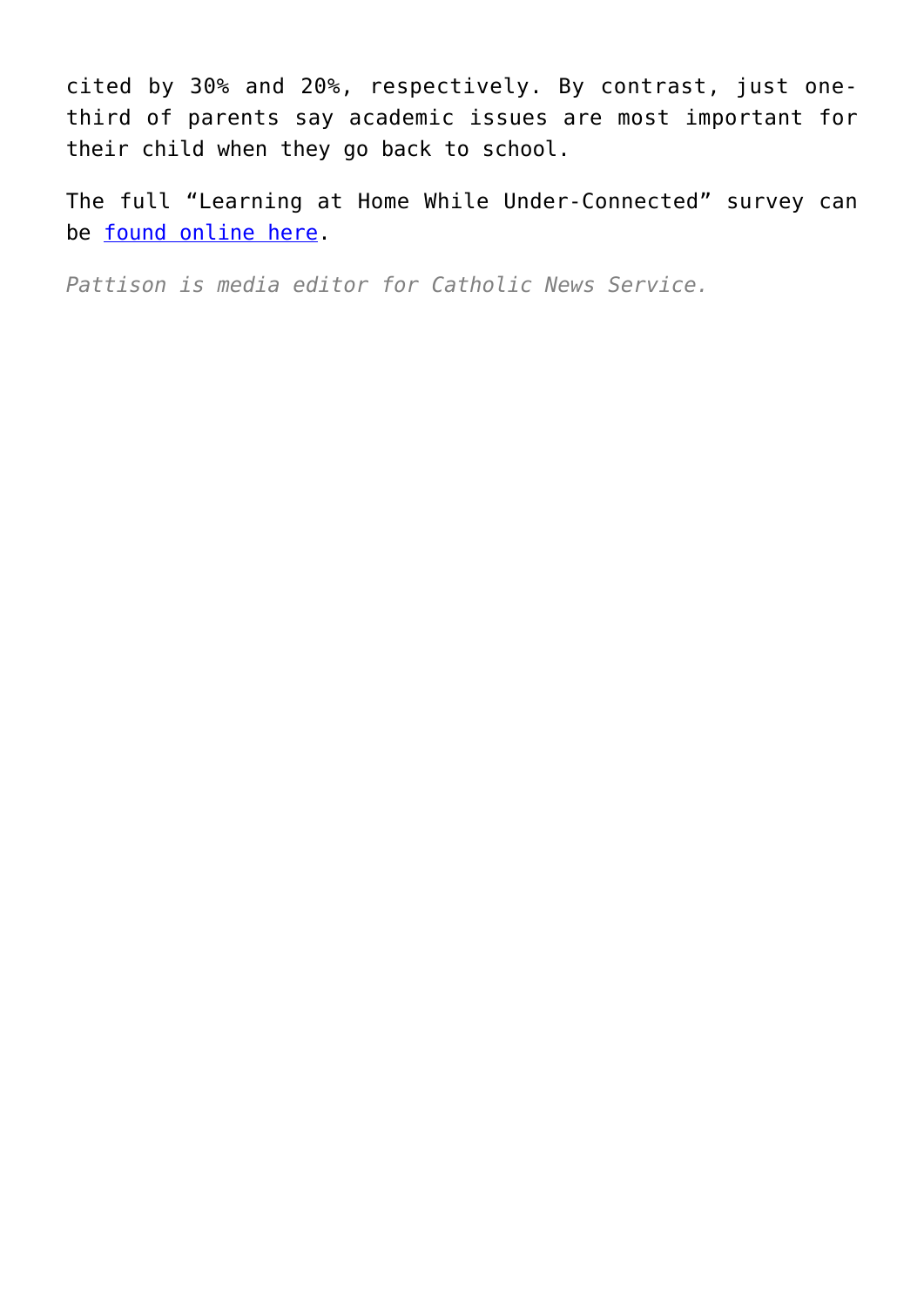cited by 30% and 20%, respectively. By contrast, just one-third of parents say academic issues are most important for their child when they go back to school.

The full "Learning at Home While Under-Connected" survey can be found online here.

*Pattison is media editor for Catholic News Service.*